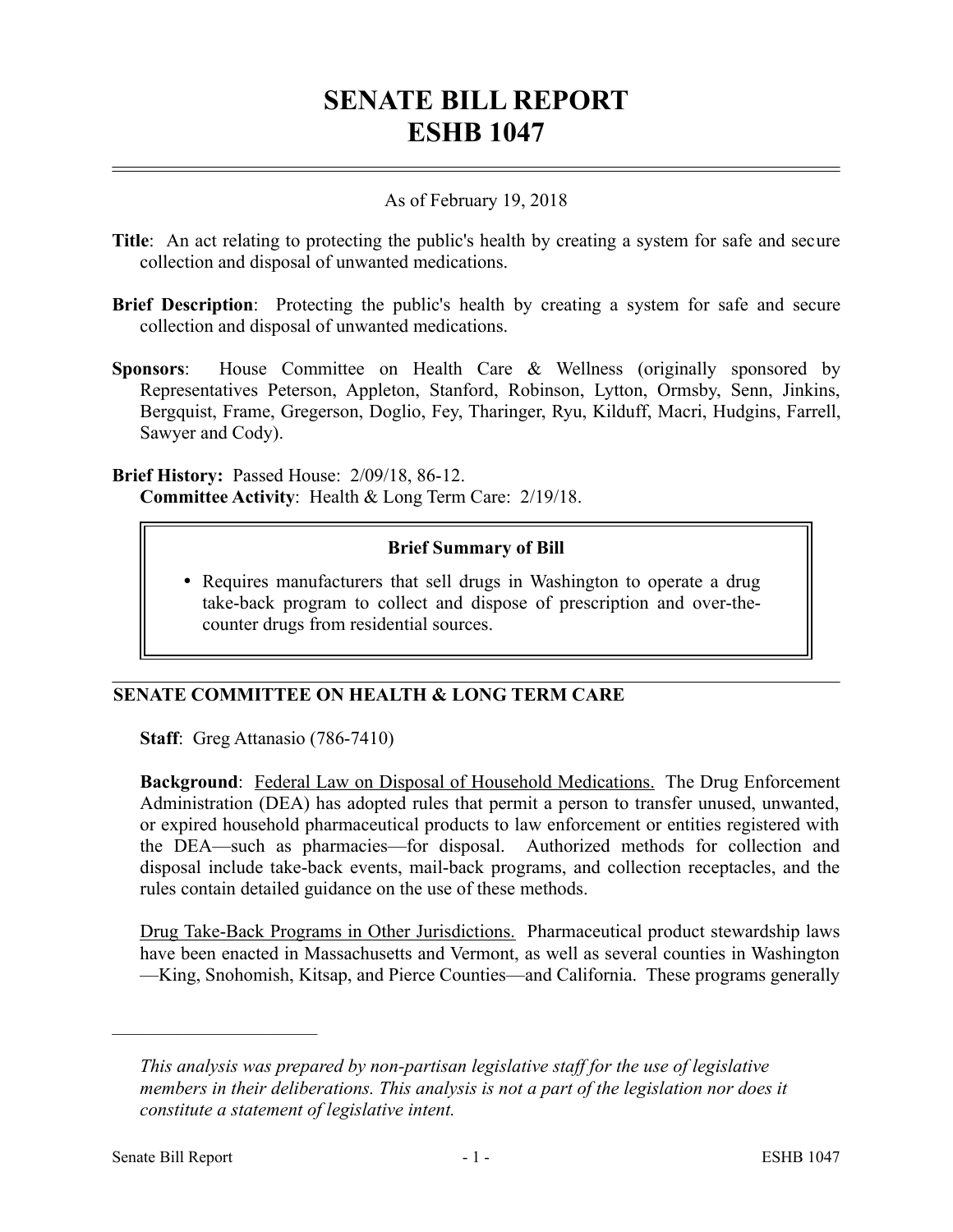# SENATE BILL REPORT
# ESHB 1047

As of February 19, 2018

**Title**: An act relating to protecting the public's health by creating a system for safe and secure collection and disposal of unwanted medications.

**Brief Description**: Protecting the public's health by creating a system for safe and secure collection and disposal of unwanted medications.

**Sponsors**: House Committee on Health Care & Wellness (originally sponsored by Representatives Peterson, Appleton, Stanford, Robinson, Lytton, Ormsby, Senn, Jinkins, Bergquist, Frame, Gregerson, Doglio, Fey, Tharinger, Ryu, Kilduff, Macri, Hudgins, Farrell, Sawyer and Cody).

**Brief History:** Passed House: 2/09/18, 86-12.
**Committee Activity**: Health & Long Term Care: 2/19/18.

> **Brief Summary of Bill**
>
> - Requires manufacturers that sell drugs in Washington to operate a drug take-back program to collect and dispose of prescription and over-the-counter drugs from residential sources.

## SENATE COMMITTEE ON HEALTH & LONG TERM CARE

**Staff**: Greg Attanasio (786-7410)

**Background**: Federal Law on Disposal of Household Medications. The Drug Enforcement Administration (DEA) has adopted rules that permit a person to transfer unused, unwanted, or expired household pharmaceutical products to law enforcement or entities registered with the DEA—such as pharmacies—for disposal. Authorized methods for collection and disposal include take-back events, mail-back programs, and collection receptacles, and the rules contain detailed guidance on the use of these methods.

Drug Take-Back Programs in Other Jurisdictions. Pharmaceutical product stewardship laws have been enacted in Massachusetts and Vermont, as well as several counties in Washington—King, Snohomish, Kitsap, and Pierce Counties—and California. These programs generally

---

*This analysis was prepared by non-partisan legislative staff for the use of legislative members in their deliberations. This analysis is not a part of the legislation nor does it constitute a statement of legislative intent.*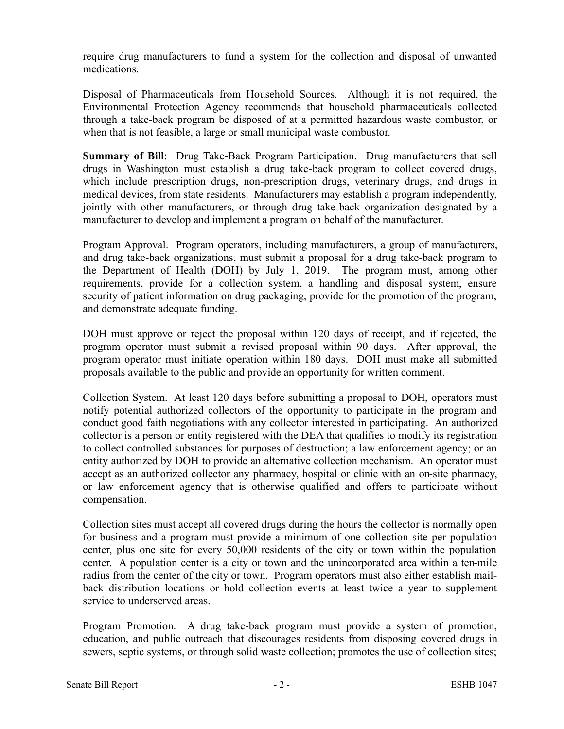require drug manufacturers to fund a system for the collection and disposal of unwanted medications.

<u>Disposal of Pharmaceuticals from Household Sources.</u> Although it is not required, the Environmental Protection Agency recommends that household pharmaceuticals collected through a take-back program be disposed of at a permitted hazardous waste combustor, or when that is not feasible, a large or small municipal waste combustor.

**Summary of Bill**: <u>Drug Take-Back Program Participation.</u> Drug manufacturers that sell drugs in Washington must establish a drug take-back program to collect covered drugs, which include prescription drugs, non-prescription drugs, veterinary drugs, and drugs in medical devices, from state residents. Manufacturers may establish a program independently, jointly with other manufacturers, or through drug take-back organization designated by a manufacturer to develop and implement a program on behalf of the manufacturer.

<u>Program Approval.</u> Program operators, including manufacturers, a group of manufacturers, and drug take-back organizations, must submit a proposal for a drug take-back program to the Department of Health (DOH) by July 1, 2019. The program must, among other requirements, provide for a collection system, a handling and disposal system, ensure security of patient information on drug packaging, provide for the promotion of the program, and demonstrate adequate funding.

DOH must approve or reject the proposal within 120 days of receipt, and if rejected, the program operator must submit a revised proposal within 90 days. After approval, the program operator must initiate operation within 180 days. DOH must make all submitted proposals available to the public and provide an opportunity for written comment.

<u>Collection System.</u> At least 120 days before submitting a proposal to DOH, operators must notify potential authorized collectors of the opportunity to participate in the program and conduct good faith negotiations with any collector interested in participating. An authorized collector is a person or entity registered with the DEA that qualifies to modify its registration to collect controlled substances for purposes of destruction; a law enforcement agency; or an entity authorized by DOH to provide an alternative collection mechanism. An operator must accept as an authorized collector any pharmacy, hospital or clinic with an on-site pharmacy, or law enforcement agency that is otherwise qualified and offers to participate without compensation.

Collection sites must accept all covered drugs during the hours the collector is normally open for business and a program must provide a minimum of one collection site per population center, plus one site for every 50,000 residents of the city or town within the population center. A population center is a city or town and the unincorporated area within a ten-mile radius from the center of the city or town. Program operators must also either establish mail-back distribution locations or hold collection events at least twice a year to supplement service to underserved areas.

<u>Program Promotion.</u> A drug take-back program must provide a system of promotion, education, and public outreach that discourages residents from disposing covered drugs in sewers, septic systems, or through solid waste collection; promotes the use of collection sites;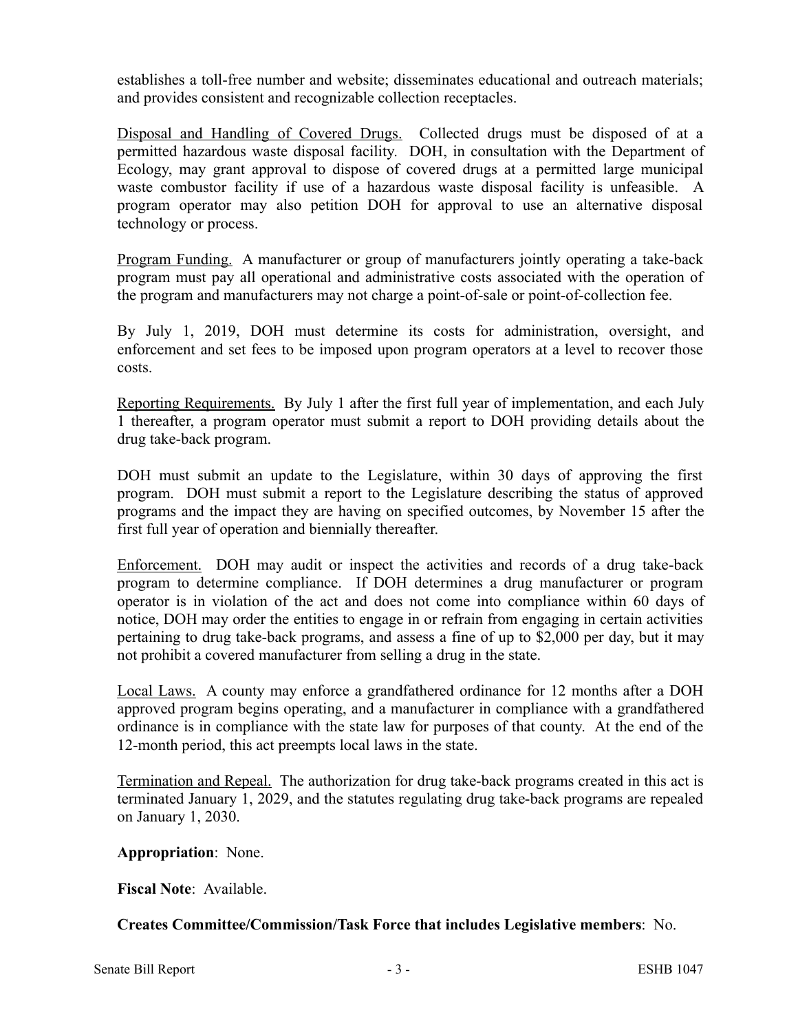establishes a toll-free number and website; disseminates educational and outreach materials; and provides consistent and recognizable collection receptacles.

Disposal and Handling of Covered Drugs. Collected drugs must be disposed of at a permitted hazardous waste disposal facility. DOH, in consultation with the Department of Ecology, may grant approval to dispose of covered drugs at a permitted large municipal waste combustor facility if use of a hazardous waste disposal facility is unfeasible. A program operator may also petition DOH for approval to use an alternative disposal technology or process.

Program Funding. A manufacturer or group of manufacturers jointly operating a take-back program must pay all operational and administrative costs associated with the operation of the program and manufacturers may not charge a point-of-sale or point-of-collection fee.

By July 1, 2019, DOH must determine its costs for administration, oversight, and enforcement and set fees to be imposed upon program operators at a level to recover those costs.

Reporting Requirements. By July 1 after the first full year of implementation, and each July 1 thereafter, a program operator must submit a report to DOH providing details about the drug take-back program.

DOH must submit an update to the Legislature, within 30 days of approving the first program. DOH must submit a report to the Legislature describing the status of approved programs and the impact they are having on specified outcomes, by November 15 after the first full year of operation and biennially thereafter.

Enforcement. DOH may audit or inspect the activities and records of a drug take-back program to determine compliance. If DOH determines a drug manufacturer or program operator is in violation of the act and does not come into compliance within 60 days of notice, DOH may order the entities to engage in or refrain from engaging in certain activities pertaining to drug take-back programs, and assess a fine of up to $2,000 per day, but it may not prohibit a covered manufacturer from selling a drug in the state.

Local Laws. A county may enforce a grandfathered ordinance for 12 months after a DOH approved program begins operating, and a manufacturer in compliance with a grandfathered ordinance is in compliance with the state law for purposes of that county. At the end of the 12-month period, this act preempts local laws in the state.

Termination and Repeal. The authorization for drug take-back programs created in this act is terminated January 1, 2029, and the statutes regulating drug take-back programs are repealed on January 1, 2030.

**Appropriation**: None.

**Fiscal Note**: Available.

**Creates Committee/Commission/Task Force that includes Legislative members**: No.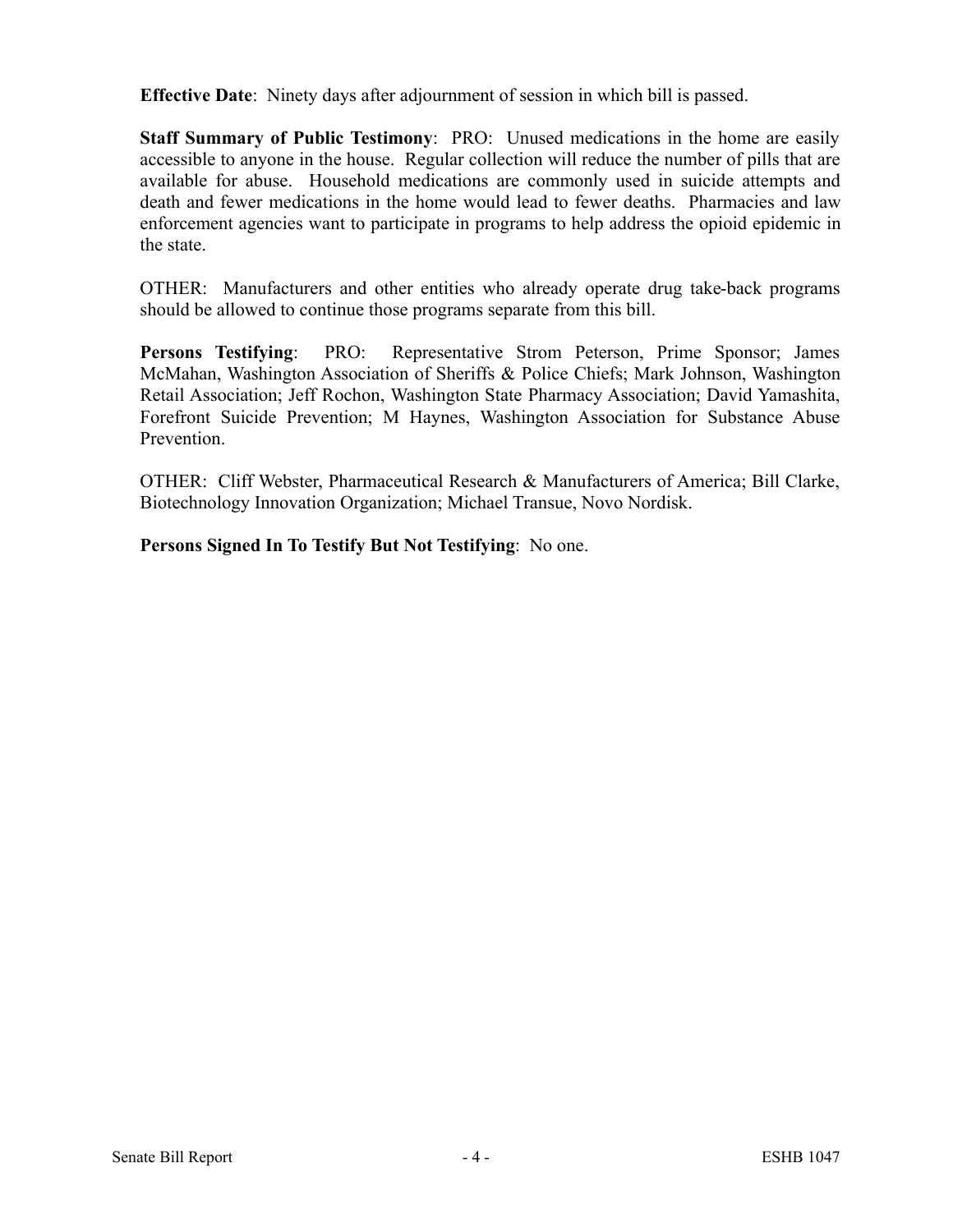**Effective Date**: Ninety days after adjournment of session in which bill is passed.

**Staff Summary of Public Testimony**: PRO: Unused medications in the home are easily accessible to anyone in the house. Regular collection will reduce the number of pills that are available for abuse. Household medications are commonly used in suicide attempts and death and fewer medications in the home would lead to fewer deaths. Pharmacies and law enforcement agencies want to participate in programs to help address the opioid epidemic in the state.

OTHER: Manufacturers and other entities who already operate drug take-back programs should be allowed to continue those programs separate from this bill.

**Persons Testifying**: PRO: Representative Strom Peterson, Prime Sponsor; James McMahan, Washington Association of Sheriffs & Police Chiefs; Mark Johnson, Washington Retail Association; Jeff Rochon, Washington State Pharmacy Association; David Yamashita, Forefront Suicide Prevention; M Haynes, Washington Association for Substance Abuse Prevention.

OTHER: Cliff Webster, Pharmaceutical Research & Manufacturers of America; Bill Clarke, Biotechnology Innovation Organization; Michael Transue, Novo Nordisk.

**Persons Signed In To Testify But Not Testifying**: No one.